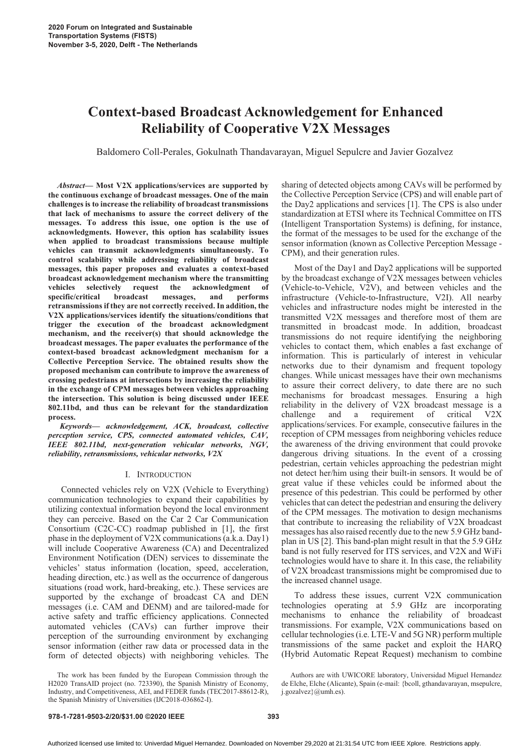# Context-based Broadcast Acknowledgement for Enhanced Reliability of Cooperative V2X Messages

Baldomero Coll-Perales, Gokulnath Thandavarayan, Miguel Sepulcre and Javier Gozalvez

***Abstract*— Most V2X applications/services are supported by the continuous exchange of broadcast messages. One of the main challenges is to increase the reliability of broadcast transmissions that lack of mechanisms to assure the correct delivery of the messages. To address this issue, one option is the use of acknowledgments. However, this option has scalability issues when applied to broadcast transmissions because multiple vehicles can transmit acknowledgments simultaneously. To control scalability while addressing reliability of broadcast messages, this paper proposes and evaluates a context-based broadcast acknowledgement mechanism where the transmitting vehicles selectively request the acknowledgment of specific/critical broadcast messages, and performs retransmissions if they are not correctly received. In addition, the V2X applications/services identify the situations/conditions that trigger the execution of the broadcast acknowledgment mechanism, and the receiver(s) that should acknowledge the broadcast messages. The paper evaluates the performance of the context-based broadcast acknowledgment mechanism for a Collective Perception Service. The obtained results show the proposed mechanism can contribute to improve the awareness of crossing pedestrians at intersections by increasing the reliability in the exchange of CPM messages between vehicles approaching the intersection. This solution is being discussed under IEEE 802.11bd, and thus can be relevant for the standardization process.**

***Keywords*— *acknowledgement, ACK, broadcast, collective perception service, CPS, connected automated vehicles, CAV, IEEE 802.11bd, next-generation vehicular networks, NGV, reliability, retransmissions, vehicular networks, V2X***

## I. Introduction

Connected vehicles rely on V2X (Vehicle to Everything) communication technologies to expand their capabilities by utilizing contextual information beyond the local environment they can perceive. Based on the Car 2 Car Communication Consortium (C2C-CC) roadmap published in [1], the first phase in the deployment of V2X communications (a.k.a. Day1) will include Cooperative Awareness (CA) and Decentralized Environment Notification (DEN) services to disseminate the vehicles' status information (location, speed, acceleration, heading direction, etc.) as well as the occurrence of dangerous situations (road work, hard-breaking, etc.). These services are supported by the exchange of broadcast CA and DEN messages (i.e. CAM and DENM) and are tailored-made for active safety and traffic efficiency applications. Connected automated vehicles (CAVs) can further improve their perception of the surrounding environment by exchanging sensor information (either raw data or processed data in the form of detected objects) with neighboring vehicles. The sharing of detected objects among CAVs will be performed by the Collective Perception Service (CPS) and will enable part of the Day2 applications and services [1]. The CPS is also under standardization at ETSI where its Technical Committee on ITS (Intelligent Transportation Systems) is defining, for instance, the format of the messages to be used for the exchange of the sensor information (known as Collective Perception Message - CPM), and their generation rules.

Most of the Day1 and Day2 applications will be supported by the broadcast exchange of V2X messages between vehicles (Vehicle-to-Vehicle, V2V), and between vehicles and the infrastructure (Vehicle-to-Infrastructure, V2I). All nearby vehicles and infrastructure nodes might be interested in the transmitted V2X messages and therefore most of them are transmitted in broadcast mode. In addition, broadcast transmissions do not require identifying the neighboring vehicles to contact them, which enables a fast exchange of information. This is particularly of interest in vehicular networks due to their dynamism and frequent topology changes. While unicast messages have their own mechanisms to assure their correct delivery, to date there are no such mechanisms for broadcast messages. Ensuring a high reliability in the delivery of V2X broadcast message is a challenge and a requirement of critical V2X applications/services. For example, consecutive failures in the reception of CPM messages from neighboring vehicles reduce the awareness of the driving environment that could provoke dangerous driving situations. In the event of a crossing pedestrian, certain vehicles approaching the pedestrian might not detect her/him using their built-in sensors. It would be of great value if these vehicles could be informed about the presence of this pedestrian. This could be performed by other vehicles that can detect the pedestrian and ensuring the delivery of the CPM messages. The motivation to design mechanisms that contribute to increasing the reliability of V2X broadcast messages has also raised recently due to the new 5.9 GHz band-plan in US [2]. This band-plan might result in that the 5.9 GHz band is not fully reserved for ITS services, and V2X and WiFi technologies would have to share it. In this case, the reliability of V2X broadcast transmissions might be compromised due to the increased channel usage.

To address these issues, current V2X communication technologies operating at 5.9 GHz are incorporating mechanisms to enhance the reliability of broadcast transmissions. For example, V2X communications based on cellular technologies (i.e. LTE-V and 5G NR) perform multiple transmissions of the same packet and exploit the HARQ (Hybrid Automatic Repeat Request) mechanism to combine

The work has been funded by the European Commission through the H2020 TransAID project (no. 723390), the Spanish Ministry of Economy, Industry, and Competitiveness, AEI, and FEDER funds (TEC2017-88612-R), the Spanish Ministry of Universities (IJC2018-036862-I).

Authors are with UWICORE laboratory, Universidad Miguel Hernandez de Elche, Elche (Alicante), Spain (e-mail: {bcoll, gthandavarayan, msepulcre, j.gozalvez}@umh.es).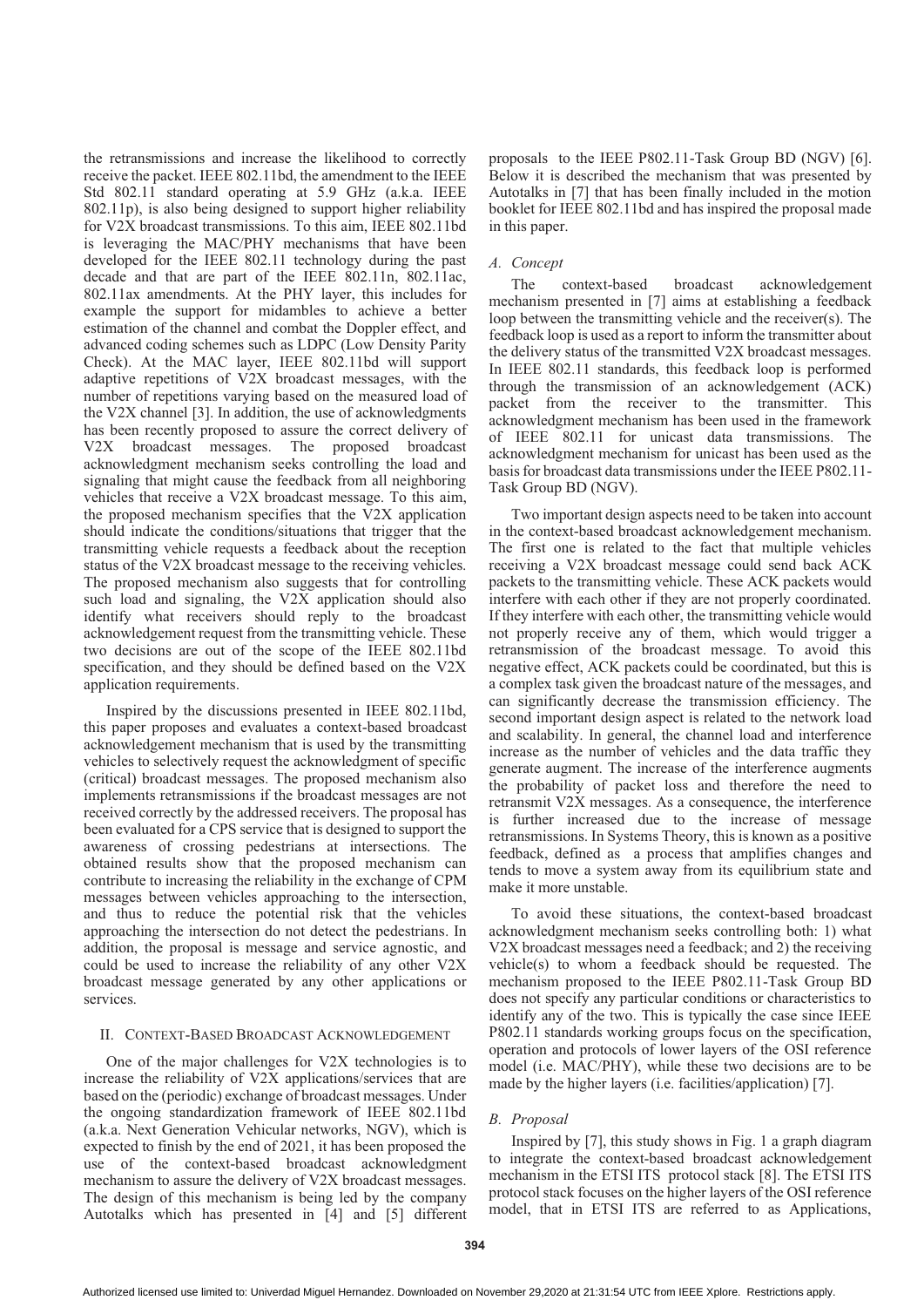the retransmissions and increase the likelihood to correctly receive the packet. IEEE 802.11bd, the amendment to the IEEE Std 802.11 standard operating at 5.9 GHz (a.k.a. IEEE 802.11p), is also being designed to support higher reliability for V2X broadcast transmissions. To this aim, IEEE 802.11bd is leveraging the MAC/PHY mechanisms that have been developed for the IEEE 802.11 technology during the past decade and that are part of the IEEE 802.11n, 802.11ac, 802.11ax amendments. At the PHY layer, this includes for example the support for midambles to achieve a better estimation of the channel and combat the Doppler effect, and advanced coding schemes such as LDPC (Low Density Parity Check). At the MAC layer, IEEE 802.11bd will support adaptive repetitions of V2X broadcast messages, with the number of repetitions varying based on the measured load of the V2X channel [3]. In addition, the use of acknowledgments has been recently proposed to assure the correct delivery of V2X broadcast messages. The proposed broadcast acknowledgment mechanism seeks controlling the load and signaling that might cause the feedback from all neighboring vehicles that receive a V2X broadcast message. To this aim, the proposed mechanism specifies that the V2X application should indicate the conditions/situations that trigger that the transmitting vehicle requests a feedback about the reception status of the V2X broadcast message to the receiving vehicles. The proposed mechanism also suggests that for controlling such load and signaling, the V2X application should also identify what receivers should reply to the broadcast acknowledgement request from the transmitting vehicle. These two decisions are out of the scope of the IEEE 802.11bd specification, and they should be defined based on the V2X application requirements.

Inspired by the discussions presented in IEEE 802.11bd, this paper proposes and evaluates a context-based broadcast acknowledgement mechanism that is used by the transmitting vehicles to selectively request the acknowledgment of specific (critical) broadcast messages. The proposed mechanism also implements retransmissions if the broadcast messages are not received correctly by the addressed receivers. The proposal has been evaluated for a CPS service that is designed to support the awareness of crossing pedestrians at intersections. The obtained results show that the proposed mechanism can contribute to increasing the reliability in the exchange of CPM messages between vehicles approaching to the intersection, and thus to reduce the potential risk that the vehicles approaching the intersection do not detect the pedestrians. In addition, the proposal is message and service agnostic, and could be used to increase the reliability of any other V2X broadcast message generated by any other applications or services.

## II. Context-Based Broadcast Acknowledgement

One of the major challenges for V2X technologies is to increase the reliability of V2X applications/services that are based on the (periodic) exchange of broadcast messages. Under the ongoing standardization framework of IEEE 802.11bd (a.k.a. Next Generation Vehicular networks, NGV), which is expected to finish by the end of 2021, it has been proposed the use of the context-based broadcast acknowledgment mechanism to assure the delivery of V2X broadcast messages. The design of this mechanism is being led by the company Autotalks which has presented in [4] and [5] different proposals to the IEEE P802.11-Task Group BD (NGV) [6]. Below it is described the mechanism that was presented by Autotalks in [7] that has been finally included in the motion booklet for IEEE 802.11bd and has inspired the proposal made in this paper.

### A. Concept

The context-based broadcast acknowledgement mechanism presented in [7] aims at establishing a feedback loop between the transmitting vehicle and the receiver(s). The feedback loop is used as a report to inform the transmitter about the delivery status of the transmitted V2X broadcast messages. In IEEE 802.11 standards, this feedback loop is performed through the transmission of an acknowledgement (ACK) packet from the receiver to the transmitter. This acknowledgement mechanism has been used in the framework of IEEE 802.11 for unicast data transmissions. The acknowledgment mechanism for unicast has been used as the basis for broadcast data transmissions under the IEEE P802.11-Task Group BD (NGV).

Two important design aspects need to be taken into account in the context-based broadcast acknowledgement mechanism. The first one is related to the fact that multiple vehicles receiving a V2X broadcast message could send back ACK packets to the transmitting vehicle. These ACK packets would interfere with each other if they are not properly coordinated. If they interfere with each other, the transmitting vehicle would not properly receive any of them, which would trigger a retransmission of the broadcast message. To avoid this negative effect, ACK packets could be coordinated, but this is a complex task given the broadcast nature of the messages, and can significantly decrease the transmission efficiency. The second important design aspect is related to the network load and scalability. In general, the channel load and interference increase as the number of vehicles and the data traffic they generate augment. The increase of the interference augments the probability of packet loss and therefore the need to retransmit V2X messages. As a consequence, the interference is further increased due to the increase of message retransmissions. In Systems Theory, this is known as a positive feedback, defined as a process that amplifies changes and tends to move a system away from its equilibrium state and make it more unstable.

To avoid these situations, the context-based broadcast acknowledgment mechanism seeks controlling both: 1) what V2X broadcast messages need a feedback; and 2) the receiving vehicle(s) to whom a feedback should be requested. The mechanism proposed to the IEEE P802.11-Task Group BD does not specify any particular conditions or characteristics to identify any of the two. This is typically the case since IEEE P802.11 standards working groups focus on the specification, operation and protocols of lower layers of the OSI reference model (i.e. MAC/PHY), while these two decisions are to be made by the higher layers (i.e. facilities/application) [7].

### B. Proposal

Inspired by [7], this study shows in Fig. 1 a graph diagram to integrate the context-based broadcast acknowledgement mechanism in the ETSI ITS protocol stack [8]. The ETSI ITS protocol stack focuses on the higher layers of the OSI reference model, that in ETSI ITS are referred to as Applications,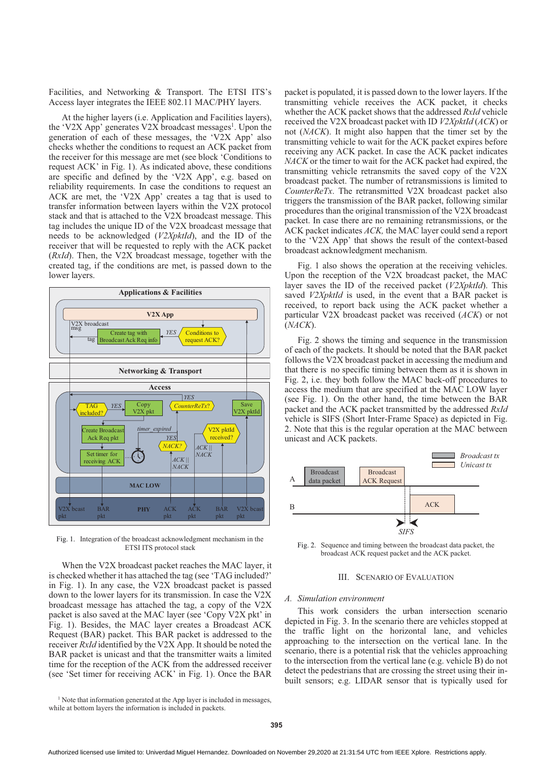Facilities, and Networking & Transport. The ETSI ITS's Access layer integrates the IEEE 802.11 MAC/PHY layers.

At the higher layers (i.e. Application and Facilities layers), the 'V2X App' generates V2X broadcast messages[1]. Upon the generation of each of these messages, the 'V2X App' also checks whether the conditions to request an ACK packet from the receiver for this message are met (see block 'Conditions to request ACK' in Fig. 1). As indicated above, these conditions are specific and defined by the 'V2X App', e.g. based on reliability requirements. In case the conditions to request an ACK are met, the 'V2X App' creates a tag that is used to transfer information between layers within the V2X protocol stack and that is attached to the V2X broadcast message. This tag includes the unique ID of the V2X broadcast message that needs to be acknowledged (*V2XpktId*), and the ID of the receiver that will be requested to reply with the ACK packet (*RxId*). Then, the V2X broadcast message, together with the created tag, if the conditions are met, is passed down to the lower layers.

Fig. 1. Integration of the broadcast acknowledgment mechanism in the ETSI ITS protocol stack

When the V2X broadcast packet reaches the MAC layer, it is checked whether it has attached the tag (see 'TAG included?' in Fig. 1). In any case, the V2X broadcast packet is passed down to the lower layers for its transmission. In case the V2X broadcast message has attached the tag, a copy of the V2X packet is also saved at the MAC layer (see 'Copy V2X pkt' in Fig. 1). Besides, the MAC layer creates a Broadcast ACK Request (BAR) packet. This BAR packet is addressed to the receiver *RxId* identified by the V2X App. It should be noted that the BAR packet is unicast and that the transmitter waits a limited time for the reception of the ACK from the addressed receiver (see 'Set timer for receiving ACK' in Fig. 1). Once the BAR packet is populated, it is passed down to the lower layers. If the transmitting vehicle receives the ACK packet, it checks whether the ACK packet shows that the addressed *RxId* vehicle received the V2X broadcast packet with ID *V2XpktId* (*ACK*) or not (*NACK*). It might also happen that the timer set by the transmitting vehicle to wait for the ACK packet expires before receiving any ACK packet. In case the ACK packet indicates *NACK* or the timer to wait for the ACK packet had expired, the transmitting vehicle retransmits the saved copy of the V2X broadcast packet. The number of retransmissions is limited to *CounterReTx*. The retransmitted V2X broadcast packet also triggers the transmission of the BAR packet, following similar procedures than the original transmission of the V2X broadcast packet. In case there are no remaining retransmissions, or the ACK packet indicates *ACK,* the MAC layer could send a report to the 'V2X App' that shows the result of the context-based broadcast acknowledgment mechanism.

Fig. 1 also shows the operation at the receiving vehicles. Upon the reception of the V2X broadcast packet, the MAC layer saves the ID of the received packet (*V2XpktId*). This saved *V2XpktId* is used, in the event that a BAR packet is received, to report back using the ACK packet whether a particular V2X broadcast packet was received (*ACK*) or not (*NACK*).

Fig. 2 shows the timing and sequence in the transmission of each of the packets. It should be noted that the BAR packet follows the V2X broadcast packet in accessing the medium and that there is no specific timing between them as it is shown in Fig. 2, i.e. they both follow the MAC back-off procedures to access the medium that are specified at the MAC LOW layer (see Fig. 1). On the other hand, the time between the BAR packet and the ACK packet transmitted by the addressed *RxId* vehicle is SIFS (Short Inter-Frame Space) as depicted in Fig. 2. Note that this is the regular operation at the MAC between unicast and ACK packets.

Fig. 2. Sequence and timing between the broadcast data packet, the broadcast ACK request packet and the ACK packet.

## III. Scenario of Evaluation

### *A. Simulation environment*

This work considers the urban intersection scenario depicted in Fig. 3. In the scenario there are vehicles stopped at the traffic light on the horizontal lane, and vehicles approaching to the intersection on the vertical lane. In the scenario, there is a potential risk that the vehicles approaching to the intersection from the vertical lane (e.g. vehicle B) do not detect the pedestrians that are crossing the street using their in-built sensors; e.g. LIDAR sensor that is typically used for

[1] Note that information generated at the App layer is included in messages, while at bottom layers the information is included in packets.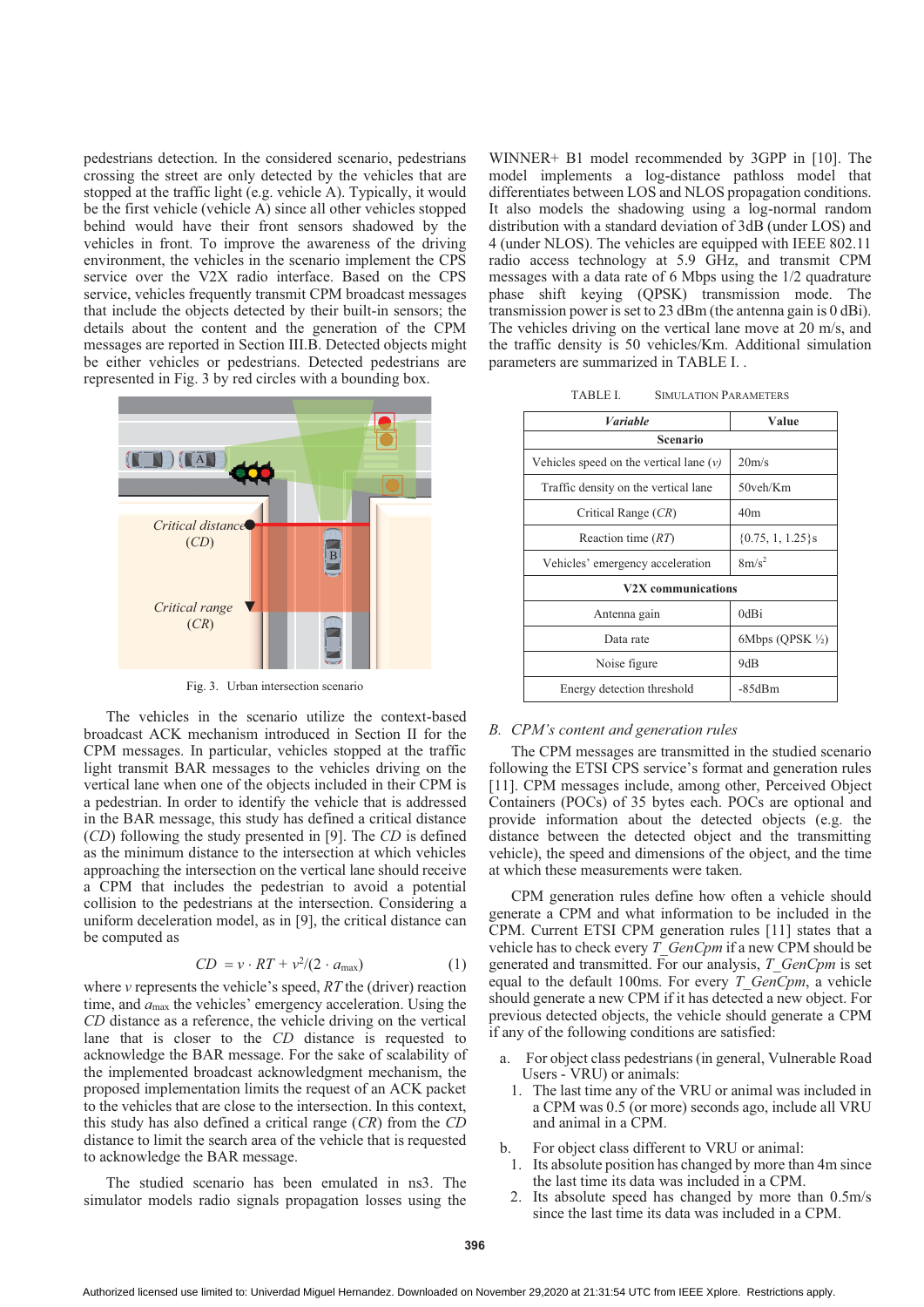pedestrians detection. In the considered scenario, pedestrians crossing the street are only detected by the vehicles that are stopped at the traffic light (e.g. vehicle A). Typically, it would be the first vehicle (vehicle A) since all other vehicles stopped behind would have their front sensors shadowed by the vehicles in front. To improve the awareness of the driving environment, the vehicles in the scenario implement the CPS service over the V2X radio interface. Based on the CPS service, vehicles frequently transmit CPM broadcast messages that include the objects detected by their built-in sensors; the details about the content and the generation of the CPM messages are reported in Section III.B. Detected objects might be either vehicles or pedestrians. Detected pedestrians are represented in Fig. 3 by red circles with a bounding box.

Fig. 3. Urban intersection scenario

The vehicles in the scenario utilize the context-based broadcast ACK mechanism introduced in Section II for the CPM messages. In particular, vehicles stopped at the traffic light transmit BAR messages to the vehicles driving on the vertical lane when one of the objects included in their CPM is a pedestrian. In order to identify the vehicle that is addressed in the BAR message, this study has defined a critical distance (*CD*) following the study presented in [9]. The *CD* is defined as the minimum distance to the intersection at which vehicles approaching the intersection on the vertical lane should receive a CPM that includes the pedestrian to avoid a potential collision to the pedestrians at the intersection. Considering a uniform deceleration model, as in [9], the critical distance can be computed as

$$CD = v \cdot RT + v^2/(2 \cdot a_{\max}) \tag{1}$$

where $v$ represents the vehicle's speed, $RT$ the (driver) reaction time, and $a_{\max}$ the vehicles' emergency acceleration. Using the *CD* distance as a reference, the vehicle driving on the vertical lane that is closer to the *CD* distance is requested to acknowledge the BAR message. For the sake of scalability of the implemented broadcast acknowledgment mechanism, the proposed implementation limits the request of an ACK packet to the vehicles that are close to the intersection. In this context, this study has also defined a critical range (*CR*) from the *CD* distance to limit the search area of the vehicle that is requested to acknowledge the BAR message.

The studied scenario has been emulated in ns3. The simulator models radio signals propagation losses using the WINNER+ B1 model recommended by 3GPP in [10]. The model implements a log-distance pathloss model that differentiates between LOS and NLOS propagation conditions. It also models the shadowing using a log-normal random distribution with a standard deviation of 3dB (under LOS) and 4 (under NLOS). The vehicles are equipped with IEEE 802.11 radio access technology at 5.9 GHz, and transmit CPM messages with a data rate of 6 Mbps using the 1/2 quadrature phase shift keying (QPSK) transmission mode. The transmission power is set to 23 dBm (the antenna gain is 0 dBi). The vehicles driving on the vertical lane move at 20 m/s, and the traffic density is 50 vehicles/Km. Additional simulation parameters are summarized in TABLE I. .

TABLE I. SIMULATION PARAMETERS

| *Variable* | Value |
|---|---|
| **Scenario** | |
| Vehicles speed on the vertical lane ($v$) | 20m/s |
| Traffic density on the vertical lane | 50veh/Km |
| Critical Range (*CR*) | 40m |
| Reaction time (*RT*) | {0.75, 1, 1.25}s |
| Vehicles' emergency acceleration | 8m/s$^2$ |
| **V2X communications** | |
| Antenna gain | 0dBi |
| Data rate | 6Mbps (QPSK ½) |
| Noise figure | 9dB |
| Energy detection threshold | -85dBm |

### B. *CPM's content and generation rules*

The CPM messages are transmitted in the studied scenario following the ETSI CPS service's format and generation rules [11]. CPM messages include, among other, Perceived Object Containers (POCs) of 35 bytes each. POCs are optional and provide information about the detected objects (e.g. the distance between the detected object and the transmitting vehicle), the speed and dimensions of the object, and the time at which these measurements were taken.

CPM generation rules define how often a vehicle should generate a CPM and what information to be included in the CPM. Current ETSI CPM generation rules [11] states that a vehicle has to check every *T_GenCpm* if a new CPM should be generated and transmitted. For our analysis, *T_GenCpm* is set equal to the default 100ms. For every *T_GenCpm*, a vehicle should generate a new CPM if it has detected a new object. For previous detected objects, the vehicle should generate a CPM if any of the following conditions are satisfied:

a. For object class pedestrians (in general, Vulnerable Road Users - VRU) or animals:
   1. The last time any of the VRU or animal was included in a CPM was 0.5 (or more) seconds ago, include all VRU and animal in a CPM.

b. For object class different to VRU or animal:
   1. Its absolute position has changed by more than 4m since the last time its data was included in a CPM.
   2. Its absolute speed has changed by more than 0.5m/s since the last time its data was included in a CPM.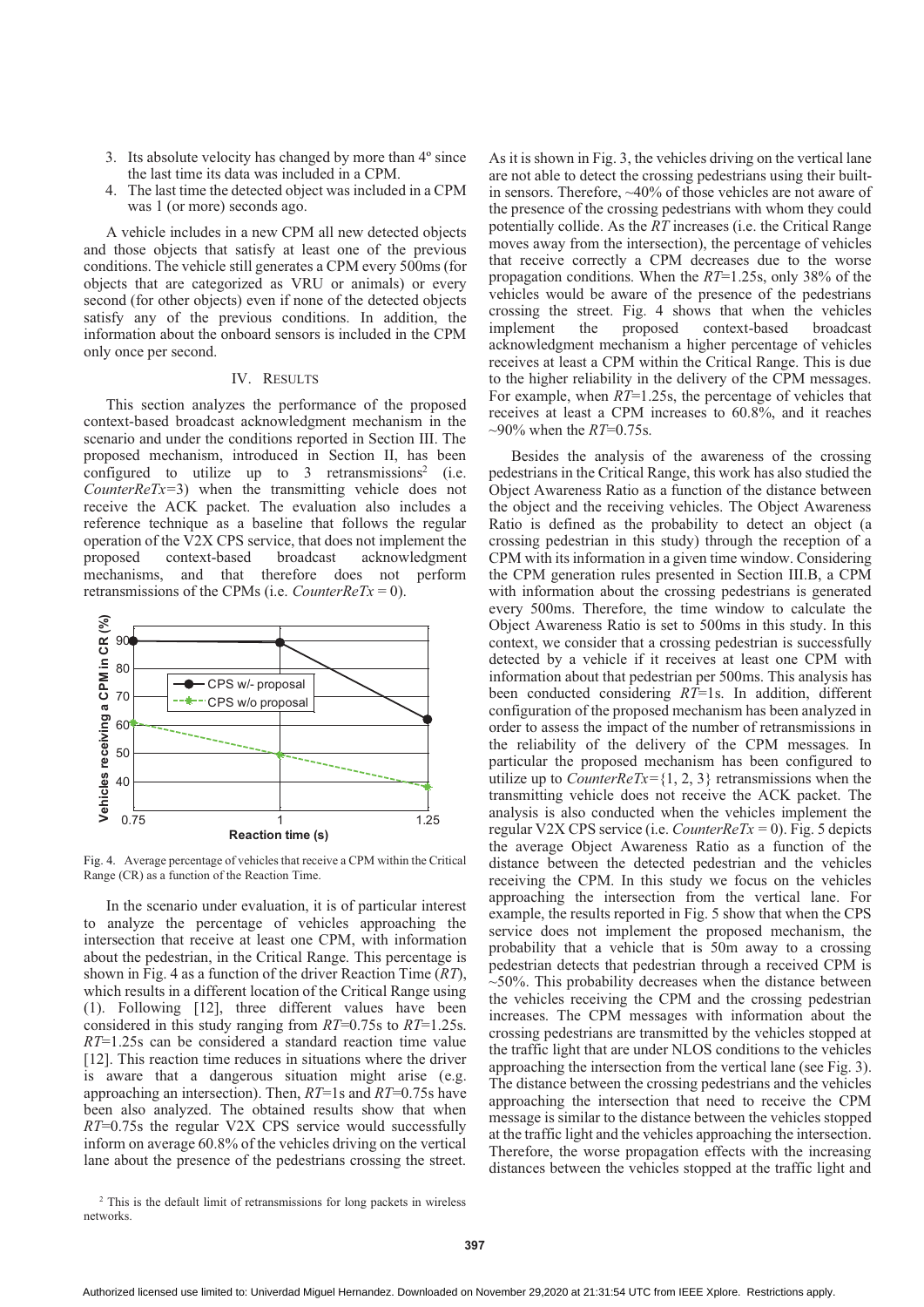3. Its absolute velocity has changed by more than 4º since the last time its data was included in a CPM.
4. The last time the detected object was included in a CPM was 1 (or more) seconds ago.

A vehicle includes in a new CPM all new detected objects and those objects that satisfy at least one of the previous conditions. The vehicle still generates a CPM every 500ms (for objects that are categorized as VRU or animals) or every second (for other objects) even if none of the detected objects satisfy any of the previous conditions. In addition, the information about the onboard sensors is included in the CPM only once per second.

## IV. RESULTS

This section analyzes the performance of the proposed context-based broadcast acknowledgment mechanism in the scenario and under the conditions reported in Section III. The proposed mechanism, introduced in Section II, has been configured to utilize up to 3 retransmissions[2] (i.e. *CounterReTx*=3) when the transmitting vehicle does not receive the ACK packet. The evaluation also includes a reference technique as a baseline that follows the regular operation of the V2X CPS service, that does not implement the proposed context-based broadcast acknowledgment mechanisms, and that therefore does not perform retransmissions of the CPMs (i.e. *CounterReTx* = 0).

Fig. 4. Average percentage of vehicles that receive a CPM within the Critical Range (CR) as a function of the Reaction Time.

In the scenario under evaluation, it is of particular interest to analyze the percentage of vehicles approaching the intersection that receive at least one CPM, with information about the pedestrian, in the Critical Range. This percentage is shown in Fig. 4 as a function of the driver Reaction Time (*RT*), which results in a different location of the Critical Range using (1). Following [12], three different values have been considered in this study ranging from *RT*=0.75s to *RT*=1.25s. *RT*=1.25s can be considered a standard reaction time value [12]. This reaction time reduces in situations where the driver is aware that a dangerous situation might arise (e.g. approaching an intersection). Then, *RT*=1s and *RT*=0.75s have been also analyzed. The obtained results show that when *RT*=0.75s the regular V2X CPS service would successfully inform on average 60.8% of the vehicles driving on the vertical lane about the presence of the pedestrians crossing the street. As it is shown in Fig. 3, the vehicles driving on the vertical lane are not able to detect the crossing pedestrians using their built-in sensors. Therefore, ~40% of those vehicles are not aware of the presence of the crossing pedestrians with whom they could potentially collide. As the *RT* increases (i.e. the Critical Range moves away from the intersection), the percentage of vehicles that receive correctly a CPM decreases due to the worse propagation conditions. When the *RT*=1.25s, only 38% of the vehicles would be aware of the presence of the pedestrians crossing the street. Fig. 4 shows that when the vehicles implement the proposed context-based broadcast acknowledgment mechanism a higher percentage of vehicles receives at least a CPM within the Critical Range. This is due to the higher reliability in the delivery of the CPM messages. For example, when *RT*=1.25s, the percentage of vehicles that receives at least a CPM increases to 60.8%, and it reaches ~90% when the *RT*=0.75s.

Besides the analysis of the awareness of the crossing pedestrians in the Critical Range, this work has also studied the Object Awareness Ratio as a function of the distance between the object and the receiving vehicles. The Object Awareness Ratio is defined as the probability to detect an object (a crossing pedestrian in this study) through the reception of a CPM with its information in a given time window. Considering the CPM generation rules presented in Section III.B, a CPM with information about the crossing pedestrians is generated every 500ms. Therefore, the time window to calculate the Object Awareness Ratio is set to 500ms in this study. In this context, we consider that a crossing pedestrian is successfully detected by a vehicle if it receives at least one CPM with information about that pedestrian per 500ms. This analysis has been conducted considering *RT*=1s. In addition, different configuration of the proposed mechanism has been analyzed in order to assess the impact of the number of retransmissions in the reliability of the delivery of the CPM messages. In particular the proposed mechanism has been configured to utilize up to *CounterReTx*={1, 2, 3} retransmissions when the transmitting vehicle does not receive the ACK packet. The analysis is also conducted when the vehicles implement the regular V2X CPS service (i.e. *CounterReTx* = 0). Fig. 5 depicts the average Object Awareness Ratio as a function of the distance between the detected pedestrian and the vehicles receiving the CPM. In this study we focus on the vehicles approaching the intersection from the vertical lane. For example, the results reported in Fig. 5 show that when the CPS service does not implement the proposed mechanism, the probability that a vehicle that is 50m away to a crossing pedestrian detects that pedestrian through a received CPM is ~50%. This probability decreases when the distance between the vehicles receiving the CPM and the crossing pedestrian increases. The CPM messages with information about the crossing pedestrians are transmitted by the vehicles stopped at the traffic light that are under NLOS conditions to the vehicles approaching the intersection from the vertical lane (see Fig. 3). The distance between the crossing pedestrians and the vehicles approaching the intersection that need to receive the CPM message is similar to the distance between the vehicles stopped at the traffic light and the vehicles approaching the intersection. Therefore, the worse propagation effects with the increasing distances between the vehicles stopped at the traffic light and

[2] This is the default limit of retransmissions for long packets in wireless networks.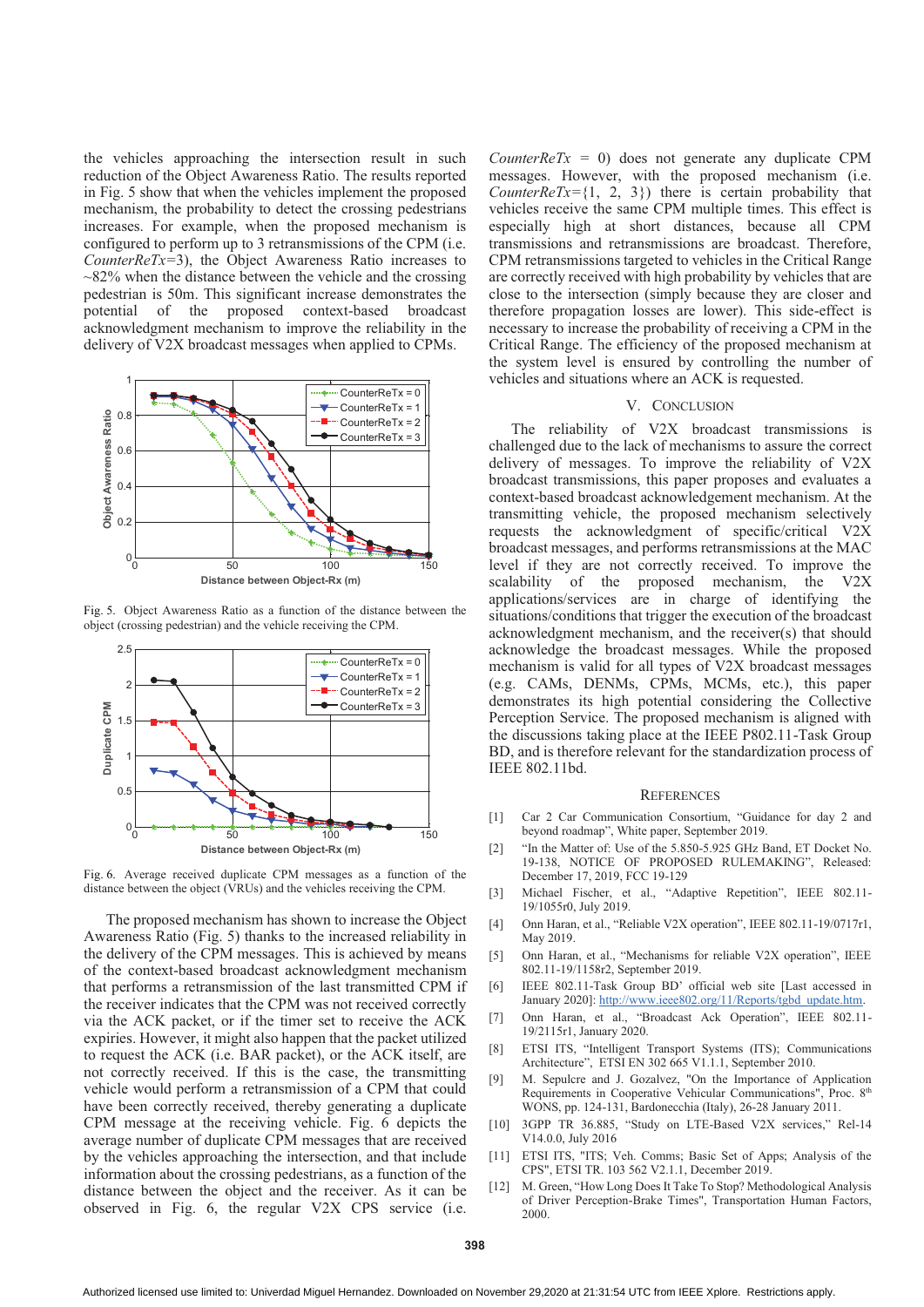the vehicles approaching the intersection result in such reduction of the Object Awareness Ratio. The results reported in Fig. 5 show that when the vehicles implement the proposed mechanism, the probability to detect the crossing pedestrians increases. For example, when the proposed mechanism is configured to perform up to 3 retransmissions of the CPM (i.e. *CounterReTx*=3), the Object Awareness Ratio increases to ~82% when the distance between the vehicle and the crossing pedestrian is 50m. This significant increase demonstrates the potential of the proposed context-based broadcast acknowledgment mechanism to improve the reliability in the delivery of V2X broadcast messages when applied to CPMs.

Object Awareness Ratio
1
0.8
0.6
0.4
0.2
0
0
50
100
150
Distance between Object-Rx (m)
CounterReTx = 0
CounterReTx = 1
CounterReTx = 2
CounterReTx = 3

Fig. 5. Object Awareness Ratio as a function of the distance between the object (crossing pedestrian) and the vehicle receiving the CPM.

Duplicate CPM
2.5
2
1.5
1
0.5
0
0
50
100
150
Distance between Object-Rx (m)
CounterReTx = 0
CounterReTx = 1
CounterReTx = 2
CounterReTx = 3

Fig. 6. Average received duplicate CPM messages as a function of the distance between the object (VRUs) and the vehicles receiving the CPM.

The proposed mechanism has shown to increase the Object Awareness Ratio (Fig. 5) thanks to the increased reliability in the delivery of the CPM messages. This is achieved by means of the context-based broadcast acknowledgment mechanism that performs a retransmission of the last transmitted CPM if the receiver indicates that the CPM was not received correctly via the ACK packet, or if the timer set to receive the ACK expires. However, it might also happen that the packet utilized to request the ACK (i.e. BAR packet), or the ACK itself, are not correctly received. If this is the case, the transmitting vehicle would perform a retransmission of a CPM that could have been correctly received, thereby generating a duplicate CPM message at the receiving vehicle. Fig. 6 depicts the average number of duplicate CPM messages that are received by the vehicles approaching the intersection, and that include information about the crossing pedestrians, as a function of the distance between the object and the receiver. As it can be observed in Fig. 6, the regular V2X CPS service (i.e. *CounterReTx* = 0) does not generate any duplicate CPM messages. However, with the proposed mechanism (i.e. *CounterReTx*={1, 2, 3}) there is certain probability that vehicles receive the same CPM multiple times. This effect is especially high at short distances, because all CPM transmissions and retransmissions are broadcast. Therefore, CPM retransmissions targeted to vehicles in the Critical Range are correctly received with high probability by vehicles that are close to the intersection (simply because they are closer and therefore propagation losses are lower). This side-effect is necessary to increase the probability of receiving a CPM in the Critical Range. The efficiency of the proposed mechanism at the system level is ensured by controlling the number of vehicles and situations where an ACK is requested.

## V. Conclusion

The reliability of V2X broadcast transmissions is challenged due to the lack of mechanisms to assure the correct delivery of messages. To improve the reliability of V2X broadcast transmissions, this paper proposes and evaluates a context-based broadcast acknowledgement mechanism. At the transmitting vehicle, the proposed mechanism selectively requests the acknowledgment of specific/critical V2X broadcast messages, and performs retransmissions at the MAC level if they are not correctly received. To improve the scalability of the proposed mechanism, the V2X applications/services are in charge of identifying the situations/conditions that trigger the execution of the broadcast acknowledgment mechanism, and the receiver(s) that should acknowledge the broadcast messages. While the proposed mechanism is valid for all types of V2X broadcast messages (e.g. CAMs, DENMs, CPMs, MCMs, etc.), this paper demonstrates its high potential considering the Collective Perception Service. The proposed mechanism is aligned with the discussions taking place at the IEEE P802.11-Task Group BD, and is therefore relevant for the standardization process of IEEE 802.11bd.

## References

[1] Car 2 Car Communication Consortium, "Guidance for day 2 and beyond roadmap", White paper, September 2019.

[2] "In the Matter of: Use of the 5.850-5.925 GHz Band, ET Docket No. 19-138, NOTICE OF PROPOSED RULEMAKING", Released: December 17, 2019, FCC 19-129

[3] Michael Fischer, et al., "Adaptive Repetition", IEEE 802.11-19/1055r0, July 2019.

[4] Onn Haran, et al., "Reliable V2X operation", IEEE 802.11-19/0717r1, May 2019.

[5] Onn Haran, et al., "Mechanisms for reliable V2X operation", IEEE 802.11-19/1158r2, September 2019.

[6] IEEE 802.11-Task Group BD' official web site [Last accessed in January 2020]: http://www.ieee802.org/11/Reports/tgbd_update.htm.

[7] Onn Haran, et al., "Broadcast Ack Operation", IEEE 802.11-19/2115r1, January 2020.

[8] ETSI ITS, "Intelligent Transport Systems (ITS); Communications Architecture", ETSI EN 302 665 V1.1.1, September 2010.

[9] M. Sepulcre and J. Gozalvez, "On the Importance of Application Requirements in Cooperative Vehicular Communications", Proc. 8th WONS, pp. 124-131, Bardonecchia (Italy), 26-28 January 2011.

[10] 3GPP TR 36.885, "Study on LTE-Based V2X services," Rel-14 V14.0.0, July 2016

[11] ETSI ITS, "ITS; Veh. Comms; Basic Set of Apps; Analysis of the CPS", ETSI TR. 103 562 V2.1.1, December 2019.

[12] M. Green, "How Long Does It Take To Stop? Methodological Analysis of Driver Perception-Brake Times", Transportation Human Factors, 2000.